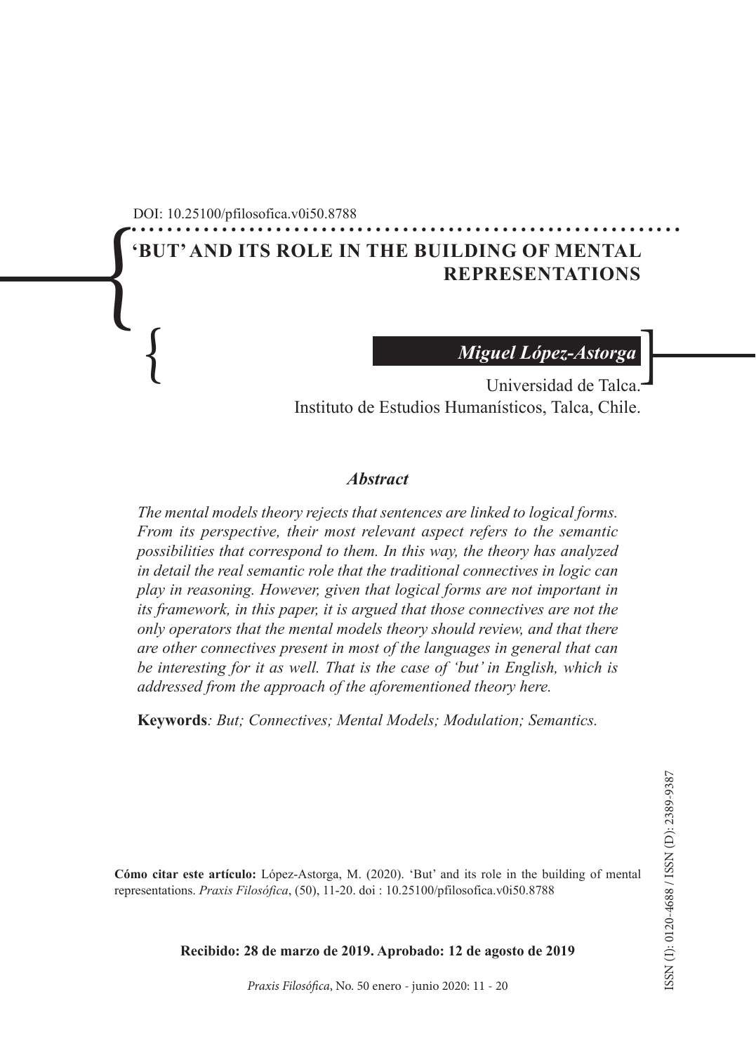DOI: 10.25100/pfilosofica.v0i50.8788

# 'BUT' AND ITS ROLE IN THE BUILDING OF MENTAL REPRESENTATIONS

***Miguel López-Astorga***

Universidad de Talca.
Instituto de Estudios Humanísticos, Talca, Chile.

### *Abstract*

*The mental models theory rejects that sentences are linked to logical forms. From its perspective, their most relevant aspect refers to the semantic possibilities that correspond to them. In this way, the theory has analyzed in detail the real semantic role that the traditional connectives in logic can play in reasoning. However, given that logical forms are not important in its framework, in this paper, it is argued that those connectives are not the only operators that the mental models theory should review, and that there are other connectives present in most of the languages in general that can be interesting for it as well. That is the case of 'but' in English, which is addressed from the approach of the aforementioned theory here.*

**Keywords***: But; Connectives; Mental Models; Modulation; Semantics.*

ISSN (I): 0120-4688 / ISSN (D): 2389-9387

**Cómo citar este artículo:** López-Astorga, M. (2020). 'But' and its role in the building of mental representations. *Praxis Filosófica*, (50), 11-20. doi : 10.25100/pfilosofica.v0i50.8788

**Recibido: 28 de marzo de 2019. Aprobado: 12 de agosto de 2019**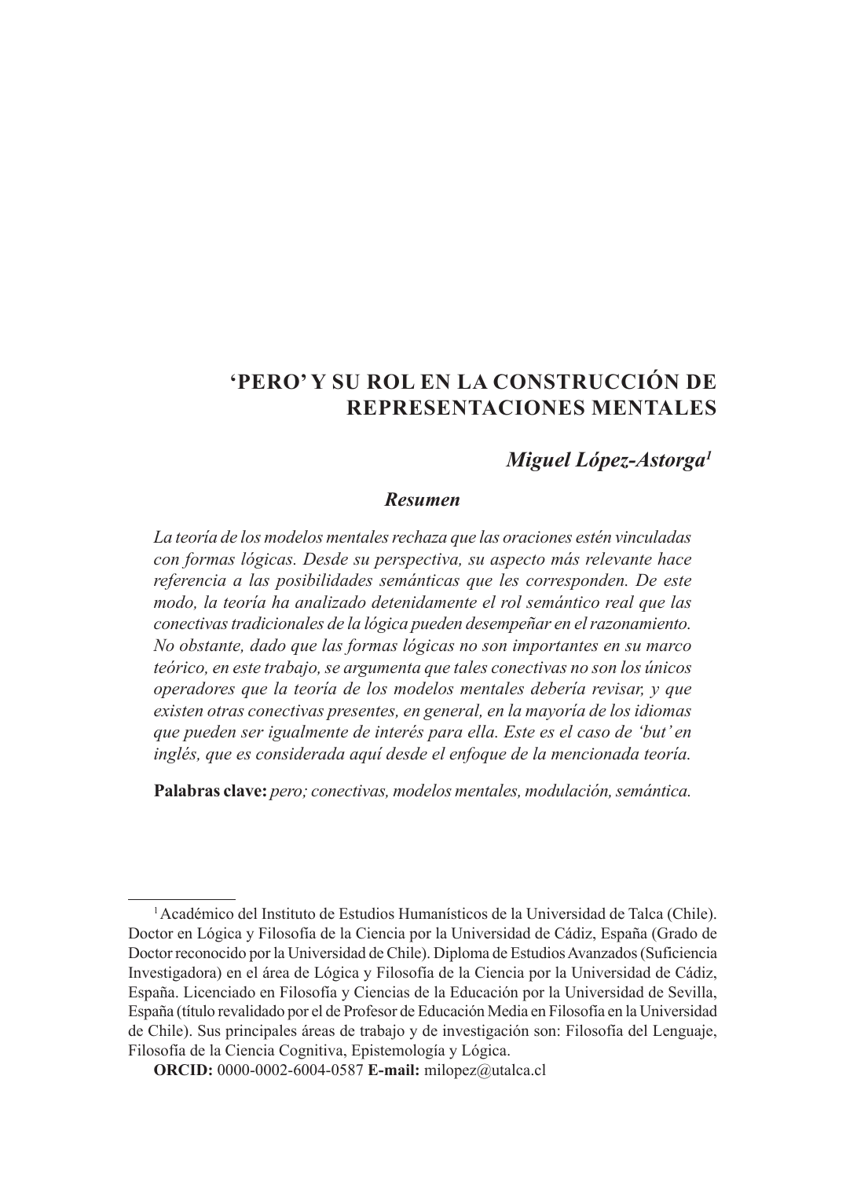# 'PERO' Y SU ROL EN LA CONSTRUCCIÓN DE REPRESENTACIONES MENTALES

***Miguel López-Astorga[1]***

### *Resumen*

*La teoría de los modelos mentales rechaza que las oraciones estén vinculadas con formas lógicas. Desde su perspectiva, su aspecto más relevante hace referencia a las posibilidades semánticas que les corresponden. De este modo, la teoría ha analizado detenidamente el rol semántico real que las conectivas tradicionales de la lógica pueden desempeñar en el razonamiento. No obstante, dado que las formas lógicas no son importantes en su marco teórico, en este trabajo, se argumenta que tales conectivas no son los únicos operadores que la teoría de los modelos mentales debería revisar, y que existen otras conectivas presentes, en general, en la mayoría de los idiomas que pueden ser igualmente de interés para ella. Este es el caso de 'but' en inglés, que es considerada aquí desde el enfoque de la mencionada teoría.*

**Palabras clave:** *pero; conectivas, modelos mentales, modulación, semántica.*

---

[1] Académico del Instituto de Estudios Humanísticos de la Universidad de Talca (Chile). Doctor en Lógica y Filosofía de la Ciencia por la Universidad de Cádiz, España (Grado de Doctor reconocido por la Universidad de Chile). Diploma de Estudios Avanzados (Suficiencia Investigadora) en el área de Lógica y Filosofía de la Ciencia por la Universidad de Cádiz, España. Licenciado en Filosofía y Ciencias de la Educación por la Universidad de Sevilla, España (título revalidado por el de Profesor de Educación Media en Filosofía en la Universidad de Chile). Sus principales áreas de trabajo y de investigación son: Filosofía del Lenguaje, Filosofía de la Ciencia Cognitiva, Epistemología y Lógica.

**ORCID:** 0000-0002-6004-0587 **E-mail:** milopez@utalca.cl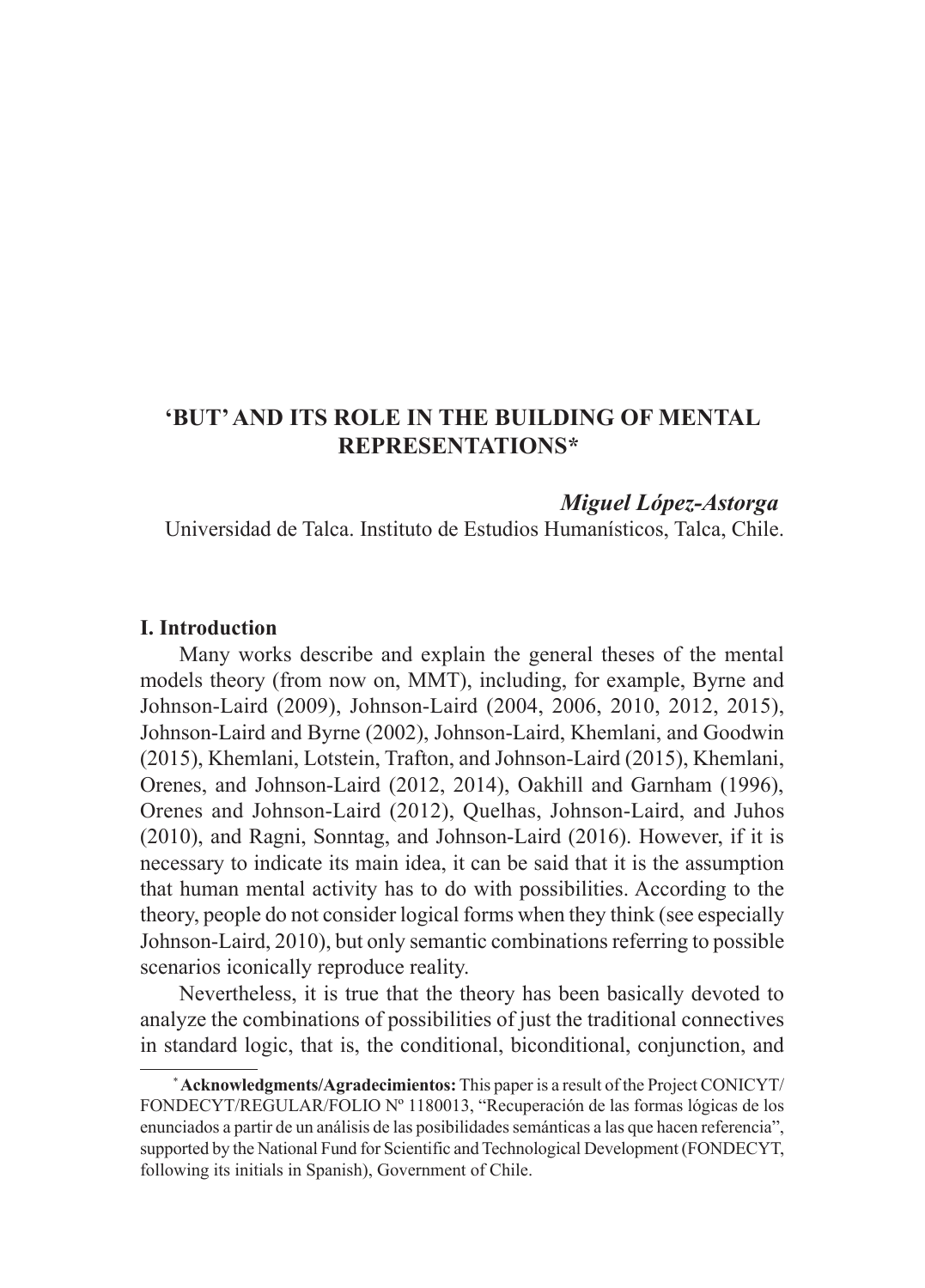# 'BUT' AND ITS ROLE IN THE BUILDING OF MENTAL REPRESENTATIONS*

***Miguel López-Astorga***

Universidad de Talca. Instituto de Estudios Humanísticos, Talca, Chile.

## I. Introduction

Many works describe and explain the general theses of the mental models theory (from now on, MMT), including, for example, Byrne and Johnson-Laird (2009), Johnson-Laird (2004, 2006, 2010, 2012, 2015), Johnson-Laird and Byrne (2002), Johnson-Laird, Khemlani, and Goodwin (2015), Khemlani, Lotstein, Trafton, and Johnson-Laird (2015), Khemlani, Orenes, and Johnson-Laird (2012, 2014), Oakhill and Garnham (1996), Orenes and Johnson-Laird (2012), Quelhas, Johnson-Laird, and Juhos (2010), and Ragni, Sonntag, and Johnson-Laird (2016). However, if it is necessary to indicate its main idea, it can be said that it is the assumption that human mental activity has to do with possibilities. According to the theory, people do not consider logical forms when they think (see especially Johnson-Laird, 2010), but only semantic combinations referring to possible scenarios iconically reproduce reality.

Nevertheless, it is true that the theory has been basically devoted to analyze the combinations of possibilities of just the traditional connectives in standard logic, that is, the conditional, biconditional, conjunction, and

---

\* **Acknowledgments/Agradecimientos:** This paper is a result of the Project CONICYT/FONDECYT/REGULAR/FOLIO Nº 1180013, "Recuperación de las formas lógicas de los enunciados a partir de un análisis de las posibilidades semánticas a las que hacen referencia", supported by the National Fund for Scientific and Technological Development (FONDECYT, following its initials in Spanish), Government of Chile.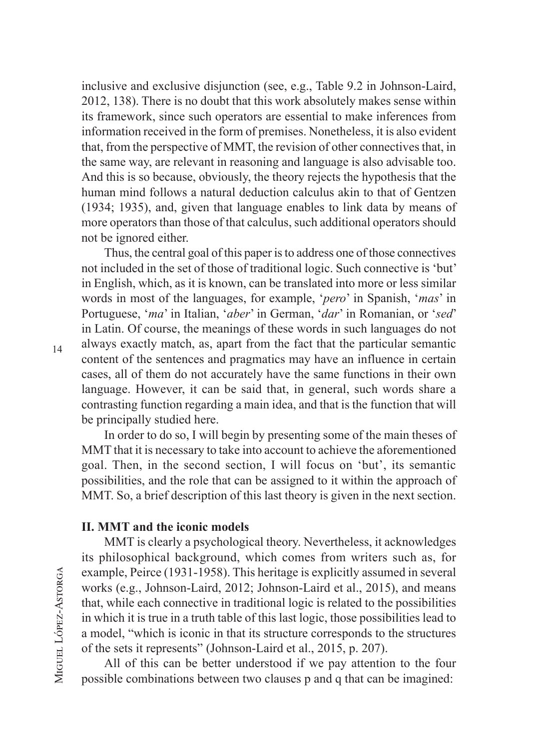inclusive and exclusive disjunction (see, e.g., Table 9.2 in Johnson-Laird, 2012, 138). There is no doubt that this work absolutely makes sense within its framework, since such operators are essential to make inferences from information received in the form of premises. Nonetheless, it is also evident that, from the perspective of MMT, the revision of other connectives that, in the same way, are relevant in reasoning and language is also advisable too. And this is so because, obviously, the theory rejects the hypothesis that the human mind follows a natural deduction calculus akin to that of Gentzen (1934; 1935), and, given that language enables to link data by means of more operators than those of that calculus, such additional operators should not be ignored either.

Thus, the central goal of this paper is to address one of those connectives not included in the set of those of traditional logic. Such connective is 'but' in English, which, as it is known, can be translated into more or less similar words in most of the languages, for example, '*pero*' in Spanish, '*mas*' in Portuguese, '*ma*' in Italian, '*aber*' in German, '*dar*' in Romanian, or '*sed*' in Latin. Of course, the meanings of these words in such languages do not always exactly match, as, apart from the fact that the particular semantic content of the sentences and pragmatics may have an influence in certain cases, all of them do not accurately have the same functions in their own language. However, it can be said that, in general, such words share a contrasting function regarding a main idea, and that is the function that will be principally studied here.

In order to do so, I will begin by presenting some of the main theses of MMT that it is necessary to take into account to achieve the aforementioned goal. Then, in the second section, I will focus on 'but', its semantic possibilities, and the role that can be assigned to it within the approach of MMT. So, a brief description of this last theory is given in the next section.

## II. MMT and the iconic models

MMT is clearly a psychological theory. Nevertheless, it acknowledges its philosophical background, which comes from writers such as, for example, Peirce (1931-1958). This heritage is explicitly assumed in several works (e.g., Johnson-Laird, 2012; Johnson-Laird et al., 2015), and means that, while each connective in traditional logic is related to the possibilities in which it is true in a truth table of this last logic, those possibilities lead to a model, "which is iconic in that its structure corresponds to the structures of the sets it represents" (Johnson-Laird et al., 2015, p. 207).

All of this can be better understood if we pay attention to the four possible combinations between two clauses p and q that can be imagined: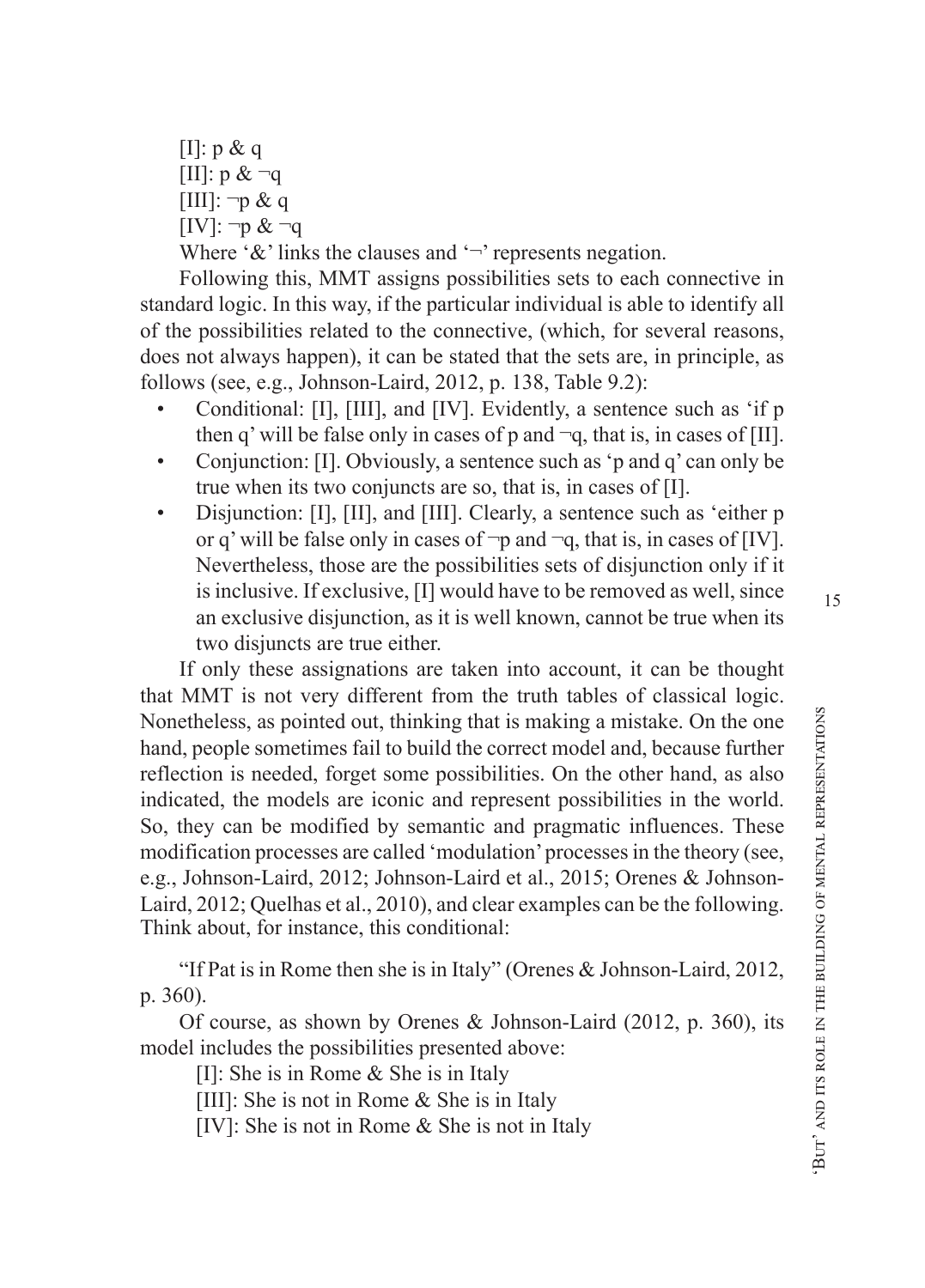[I]: p & q
[II]: p & ¬q
[III]: ¬p & q
[IV]: ¬p & ¬q

Where '&' links the clauses and '¬' represents negation.

Following this, MMT assigns possibilities sets to each connective in standard logic. In this way, if the particular individual is able to identify all of the possibilities related to the connective, (which, for several reasons, does not always happen), it can be stated that the sets are, in principle, as follows (see, e.g., Johnson-Laird, 2012, p. 138, Table 9.2):

- Conditional: [I], [III], and [IV]. Evidently, a sentence such as 'if p then q' will be false only in cases of p and ¬q, that is, in cases of [II].
- Conjunction: [I]. Obviously, a sentence such as 'p and q' can only be true when its two conjuncts are so, that is, in cases of [I].
- Disjunction: [I], [II], and [III]. Clearly, a sentence such as 'either p or q' will be false only in cases of ¬p and ¬q, that is, in cases of [IV]. Nevertheless, those are the possibilities sets of disjunction only if it is inclusive. If exclusive, [I] would have to be removed as well, since an exclusive disjunction, as it is well known, cannot be true when its two disjuncts are true either.

If only these assignations are taken into account, it can be thought that MMT is not very different from the truth tables of classical logic. Nonetheless, as pointed out, thinking that is making a mistake. On the one hand, people sometimes fail to build the correct model and, because further reflection is needed, forget some possibilities. On the other hand, as also indicated, the models are iconic and represent possibilities in the world. So, they can be modified by semantic and pragmatic influences. These modification processes are called 'modulation' processes in the theory (see, e.g., Johnson-Laird, 2012; Johnson-Laird et al., 2015; Orenes & Johnson-Laird, 2012; Quelhas et al., 2010), and clear examples can be the following. Think about, for instance, this conditional:

"If Pat is in Rome then she is in Italy" (Orenes & Johnson-Laird, 2012, p. 360).

Of course, as shown by Orenes & Johnson-Laird (2012, p. 360), its model includes the possibilities presented above:

[I]: She is in Rome & She is in Italy
[III]: She is not in Rome & She is in Italy
[IV]: She is not in Rome & She is not in Italy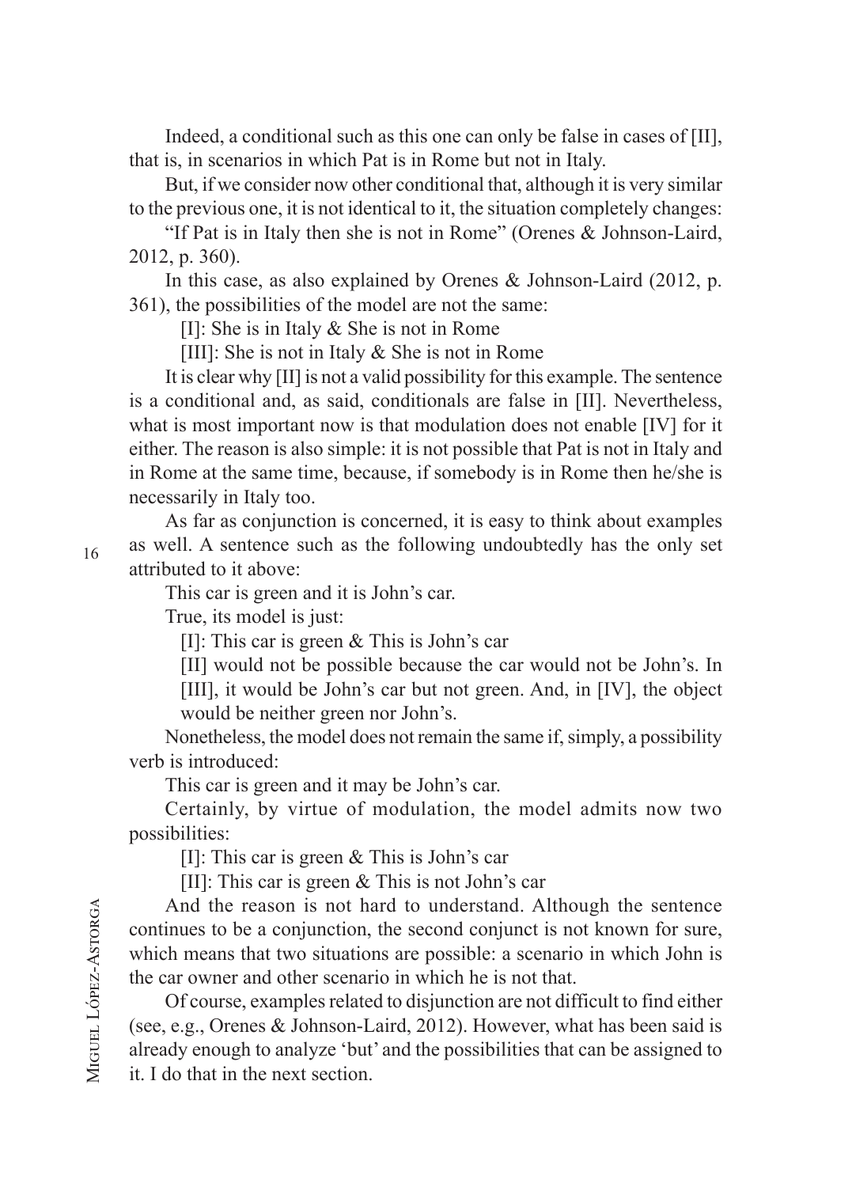Indeed, a conditional such as this one can only be false in cases of [II], that is, in scenarios in which Pat is in Rome but not in Italy.

But, if we consider now other conditional that, although it is very similar to the previous one, it is not identical to it, the situation completely changes:

"If Pat is in Italy then she is not in Rome" (Orenes & Johnson-Laird, 2012, p. 360).

In this case, as also explained by Orenes & Johnson-Laird (2012, p. 361), the possibilities of the model are not the same:

[I]: She is in Italy & She is not in Rome

[III]: She is not in Italy & She is not in Rome

It is clear why [II] is not a valid possibility for this example. The sentence is a conditional and, as said, conditionals are false in [II]. Nevertheless, what is most important now is that modulation does not enable [IV] for it either. The reason is also simple: it is not possible that Pat is not in Italy and in Rome at the same time, because, if somebody is in Rome then he/she is necessarily in Italy too.

As far as conjunction is concerned, it is easy to think about examples as well. A sentence such as the following undoubtedly has the only set attributed to it above:

This car is green and it is John's car.

True, its model is just:

[I]: This car is green & This is John's car

[II] would not be possible because the car would not be John's. In [III], it would be John's car but not green. And, in [IV], the object would be neither green nor John's.

Nonetheless, the model does not remain the same if, simply, a possibility verb is introduced:

This car is green and it may be John's car.

Certainly, by virtue of modulation, the model admits now two possibilities:

[I]: This car is green & This is John's car

[II]: This car is green & This is not John's car

And the reason is not hard to understand. Although the sentence continues to be a conjunction, the second conjunct is not known for sure, which means that two situations are possible: a scenario in which John is the car owner and other scenario in which he is not that.

Of course, examples related to disjunction are not difficult to find either (see, e.g., Orenes & Johnson-Laird, 2012). However, what has been said is already enough to analyze 'but' and the possibilities that can be assigned to it. I do that in the next section.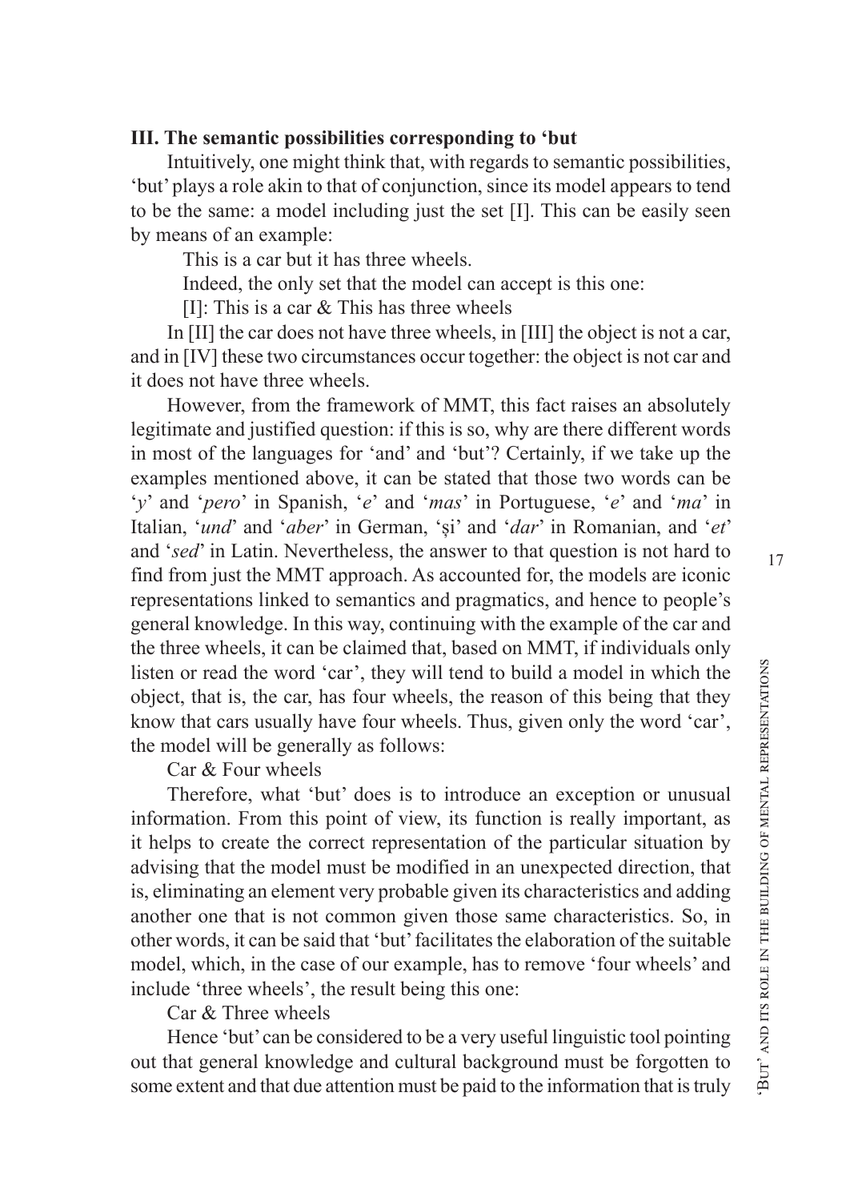### III. The semantic possibilities corresponding to 'but

Intuitively, one might think that, with regards to semantic possibilities, 'but' plays a role akin to that of conjunction, since its model appears to tend to be the same: a model including just the set [I]. This can be easily seen by means of an example:

This is a car but it has three wheels.

Indeed, the only set that the model can accept is this one:

[I]: This is a car & This has three wheels

In [II] the car does not have three wheels, in [III] the object is not a car, and in [IV] these two circumstances occur together: the object is not car and it does not have three wheels.

However, from the framework of MMT, this fact raises an absolutely legitimate and justified question: if this is so, why are there different words in most of the languages for 'and' and 'but'? Certainly, if we take up the examples mentioned above, it can be stated that those two words can be '*y*' and '*pero*' in Spanish, '*e*' and '*mas*' in Portuguese, '*e*' and '*ma*' in Italian, '*und*' and '*aber*' in German, 'și' and '*dar*' in Romanian, and '*et*' and '*sed*' in Latin. Nevertheless, the answer to that question is not hard to find from just the MMT approach. As accounted for, the models are iconic representations linked to semantics and pragmatics, and hence to people's general knowledge. In this way, continuing with the example of the car and the three wheels, it can be claimed that, based on MMT, if individuals only listen or read the word 'car', they will tend to build a model in which the object, that is, the car, has four wheels, the reason of this being that they know that cars usually have four wheels. Thus, given only the word 'car', the model will be generally as follows:

Car & Four wheels

Therefore, what 'but' does is to introduce an exception or unusual information. From this point of view, its function is really important, as it helps to create the correct representation of the particular situation by advising that the model must be modified in an unexpected direction, that is, eliminating an element very probable given its characteristics and adding another one that is not common given those same characteristics. So, in other words, it can be said that 'but' facilitates the elaboration of the suitable model, which, in the case of our example, has to remove 'four wheels' and include 'three wheels', the result being this one:

Car & Three wheels

Hence 'but' can be considered to be a very useful linguistic tool pointing out that general knowledge and cultural background must be forgotten to some extent and that due attention must be paid to the information that is truly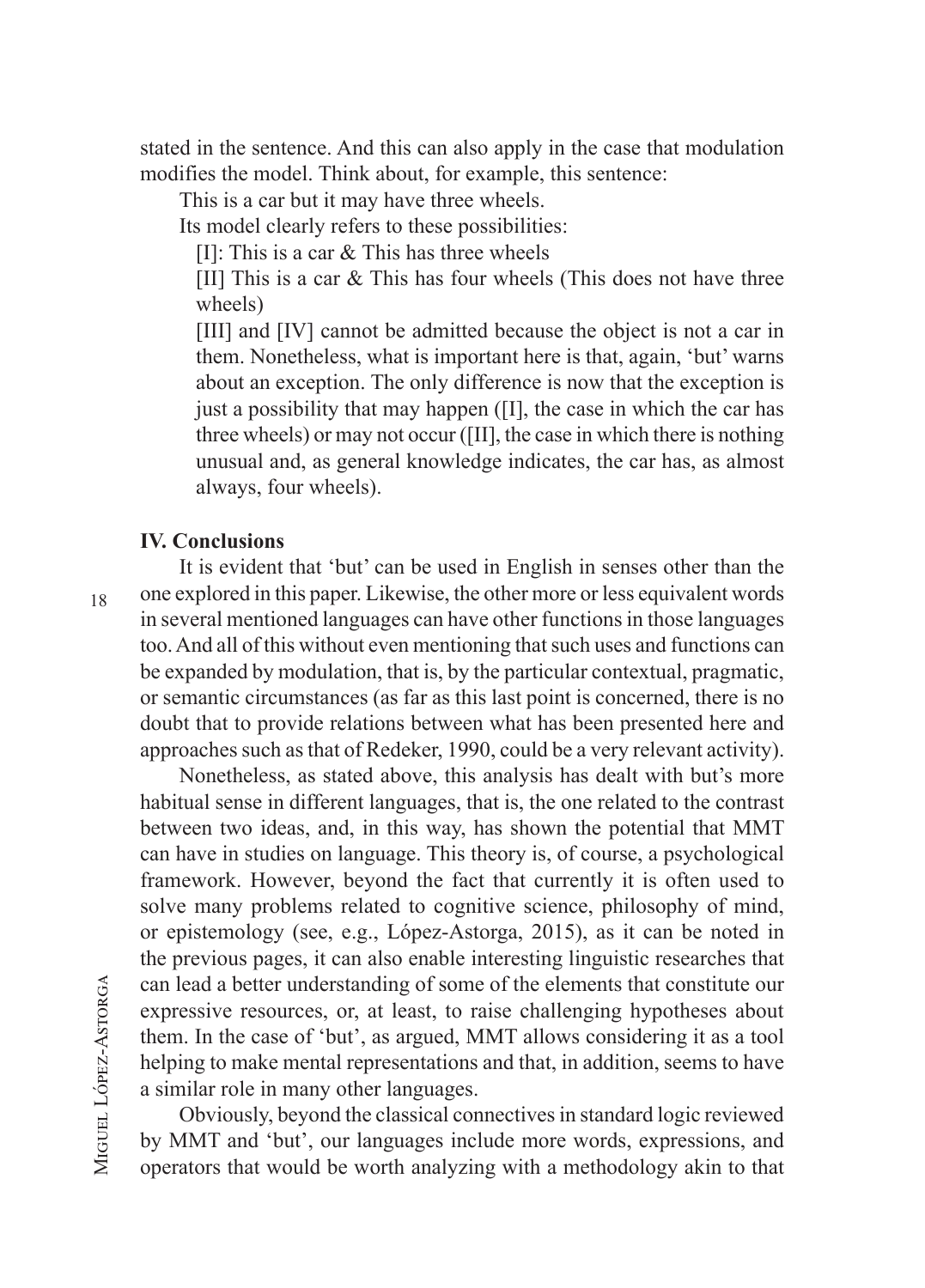stated in the sentence. And this can also apply in the case that modulation modifies the model. Think about, for example, this sentence:

This is a car but it may have three wheels.

Its model clearly refers to these possibilities:

[I]: This is a car & This has three wheels

[II] This is a car & This has four wheels (This does not have three wheels)

[III] and [IV] cannot be admitted because the object is not a car in them. Nonetheless, what is important here is that, again, 'but' warns about an exception. The only difference is now that the exception is just a possibility that may happen ([I], the case in which the car has three wheels) or may not occur ([II], the case in which there is nothing unusual and, as general knowledge indicates, the car has, as almost always, four wheels).

## IV. Conclusions

It is evident that 'but' can be used in English in senses other than the one explored in this paper. Likewise, the other more or less equivalent words in several mentioned languages can have other functions in those languages too. And all of this without even mentioning that such uses and functions can be expanded by modulation, that is, by the particular contextual, pragmatic, or semantic circumstances (as far as this last point is concerned, there is no doubt that to provide relations between what has been presented here and approaches such as that of Redeker, 1990, could be a very relevant activity).

Nonetheless, as stated above, this analysis has dealt with but's more habitual sense in different languages, that is, the one related to the contrast between two ideas, and, in this way, has shown the potential that MMT can have in studies on language. This theory is, of course, a psychological framework. However, beyond the fact that currently it is often used to solve many problems related to cognitive science, philosophy of mind, or epistemology (see, e.g., López-Astorga, 2015), as it can be noted in the previous pages, it can also enable interesting linguistic researches that can lead a better understanding of some of the elements that constitute our expressive resources, or, at least, to raise challenging hypotheses about them. In the case of 'but', as argued, MMT allows considering it as a tool helping to make mental representations and that, in addition, seems to have a similar role in many other languages.

Obviously, beyond the classical connectives in standard logic reviewed by MMT and 'but', our languages include more words, expressions, and operators that would be worth analyzing with a methodology akin to that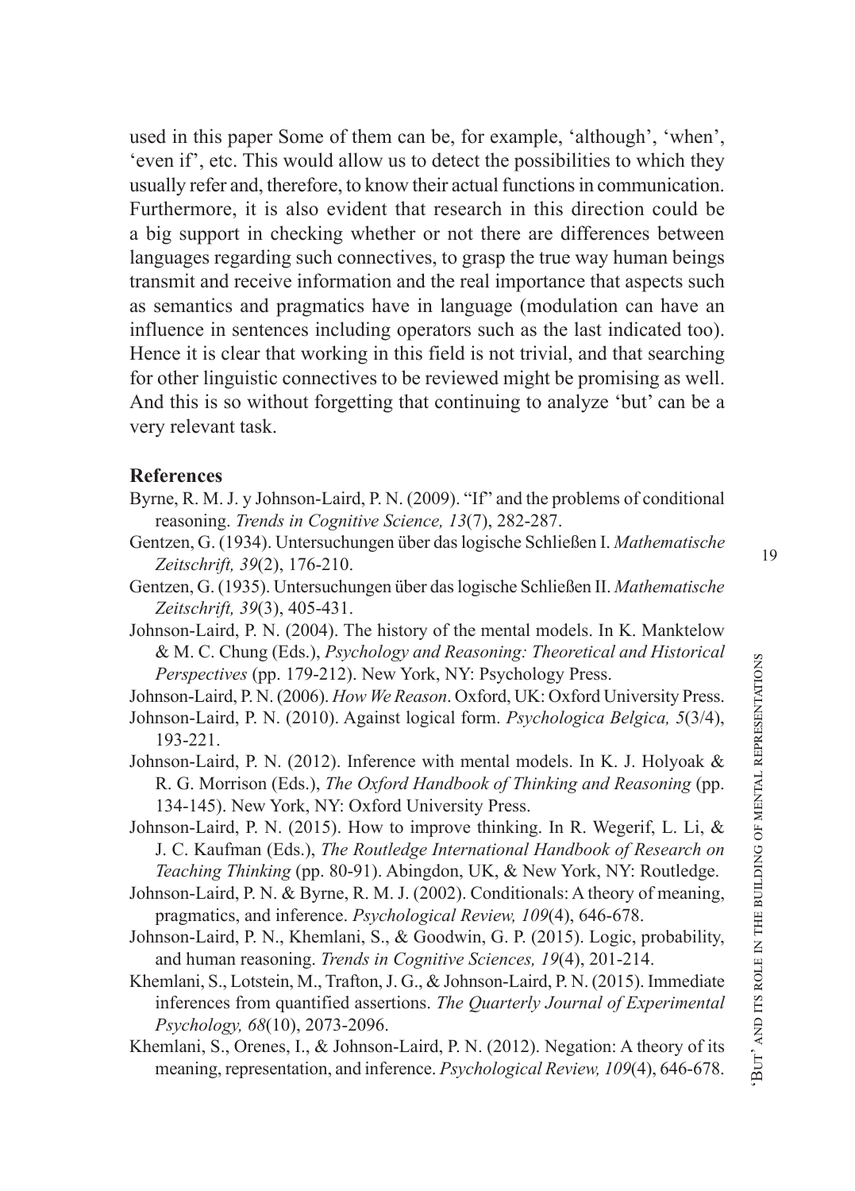used in this paper Some of them can be, for example, 'although', 'when', 'even if', etc. This would allow us to detect the possibilities to which they usually refer and, therefore, to know their actual functions in communication. Furthermore, it is also evident that research in this direction could be a big support in checking whether or not there are differences between languages regarding such connectives, to grasp the true way human beings transmit and receive information and the real importance that aspects such as semantics and pragmatics have in language (modulation can have an influence in sentences including operators such as the last indicated too). Hence it is clear that working in this field is not trivial, and that searching for other linguistic connectives to be reviewed might be promising as well. And this is so without forgetting that continuing to analyze 'but' can be a very relevant task.

## References

Byrne, R. M. J. y Johnson-Laird, P. N. (2009). "If" and the problems of conditional reasoning. *Trends in Cognitive Science, 13*(7), 282-287.

Gentzen, G. (1934). Untersuchungen über das logische Schließen I. *Mathematische Zeitschrift, 39*(2), 176-210.

Gentzen, G. (1935). Untersuchungen über das logische Schließen II. *Mathematische Zeitschrift, 39*(3), 405-431.

Johnson-Laird, P. N. (2004). The history of the mental models. In K. Manktelow & M. C. Chung (Eds.), *Psychology and Reasoning: Theoretical and Historical Perspectives* (pp. 179-212). New York, NY: Psychology Press.

Johnson-Laird, P. N. (2006). *How We Reason*. Oxford, UK: Oxford University Press.

Johnson-Laird, P. N. (2010). Against logical form. *Psychologica Belgica, 5*(3/4), 193-221.

Johnson-Laird, P. N. (2012). Inference with mental models. In K. J. Holyoak & R. G. Morrison (Eds.), *The Oxford Handbook of Thinking and Reasoning* (pp. 134-145). New York, NY: Oxford University Press.

Johnson-Laird, P. N. (2015). How to improve thinking. In R. Wegerif, L. Li, & J. C. Kaufman (Eds.), *The Routledge International Handbook of Research on Teaching Thinking* (pp. 80-91). Abingdon, UK, & New York, NY: Routledge.

Johnson-Laird, P. N. & Byrne, R. M. J. (2002). Conditionals: A theory of meaning, pragmatics, and inference. *Psychological Review, 109*(4), 646-678.

Johnson-Laird, P. N., Khemlani, S., & Goodwin, G. P. (2015). Logic, probability, and human reasoning. *Trends in Cognitive Sciences, 19*(4), 201-214.

Khemlani, S., Lotstein, M., Trafton, J. G., & Johnson-Laird, P. N. (2015). Immediate inferences from quantified assertions. *The Quarterly Journal of Experimental Psychology, 68*(10), 2073-2096.

Khemlani, S., Orenes, I., & Johnson-Laird, P. N. (2012). Negation: A theory of its meaning, representation, and inference. *Psychological Review, 109*(4), 646-678.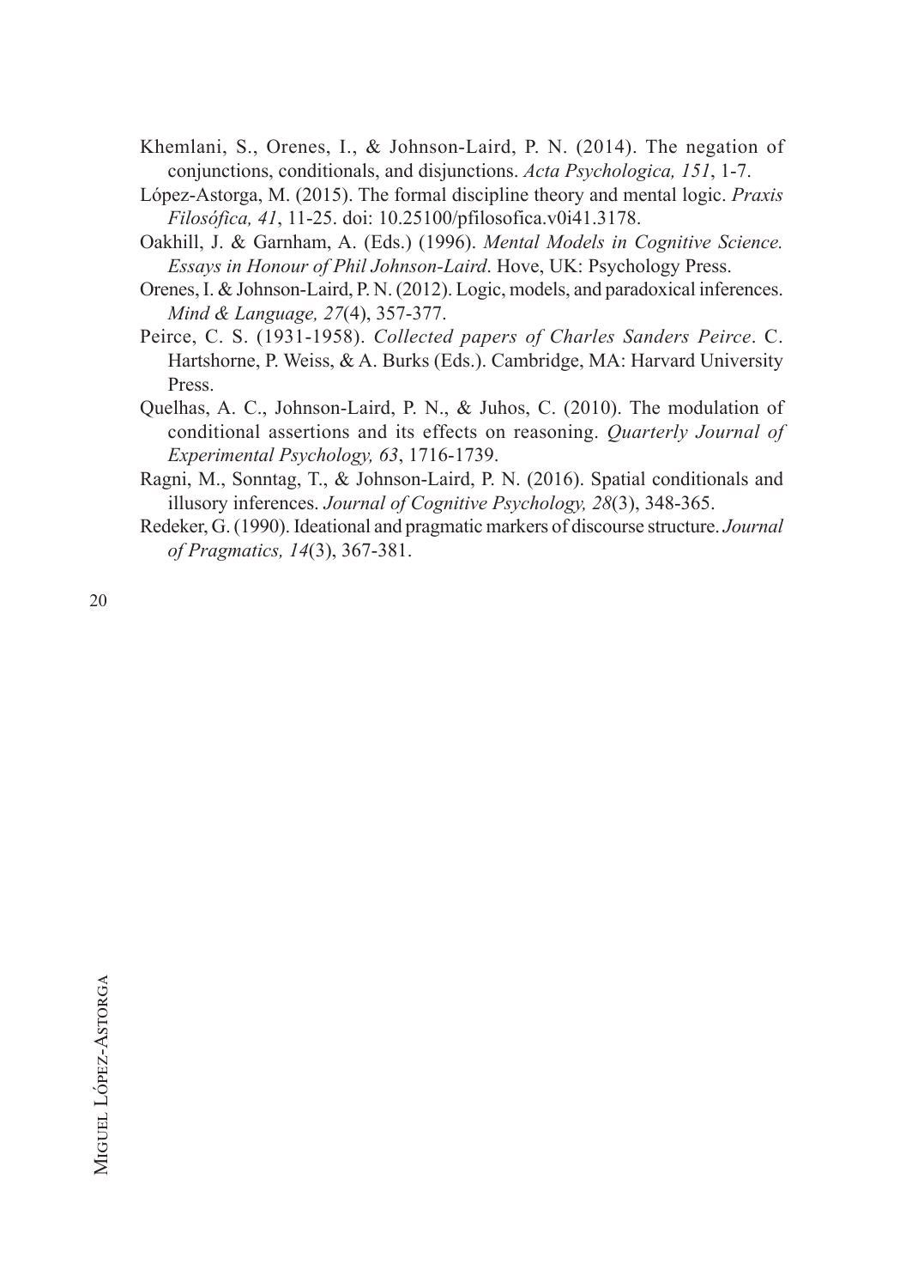Khemlani, S., Orenes, I., & Johnson-Laird, P. N. (2014). The negation of conjunctions, conditionals, and disjunctions. *Acta Psychologica, 151*, 1-7.

López-Astorga, M. (2015). The formal discipline theory and mental logic. *Praxis Filosófica, 41*, 11-25. doi: 10.25100/pfilosofica.v0i41.3178.

Oakhill, J. & Garnham, A. (Eds.) (1996). *Mental Models in Cognitive Science. Essays in Honour of Phil Johnson-Laird*. Hove, UK: Psychology Press.

Orenes, I. & Johnson-Laird, P. N. (2012). Logic, models, and paradoxical inferences. *Mind & Language, 27*(4), 357-377.

Peirce, C. S. (1931-1958). *Collected papers of Charles Sanders Peirce*. C. Hartshorne, P. Weiss, & A. Burks (Eds.). Cambridge, MA: Harvard University Press.

Quelhas, A. C., Johnson-Laird, P. N., & Juhos, C. (2010). The modulation of conditional assertions and its effects on reasoning. *Quarterly Journal of Experimental Psychology, 63*, 1716-1739.

Ragni, M., Sonntag, T., & Johnson-Laird, P. N. (2016). Spatial conditionals and illusory inferences. *Journal of Cognitive Psychology, 28*(3), 348-365.

Redeker, G. (1990). Ideational and pragmatic markers of discourse structure. *Journal of Pragmatics, 14*(3), 367-381.